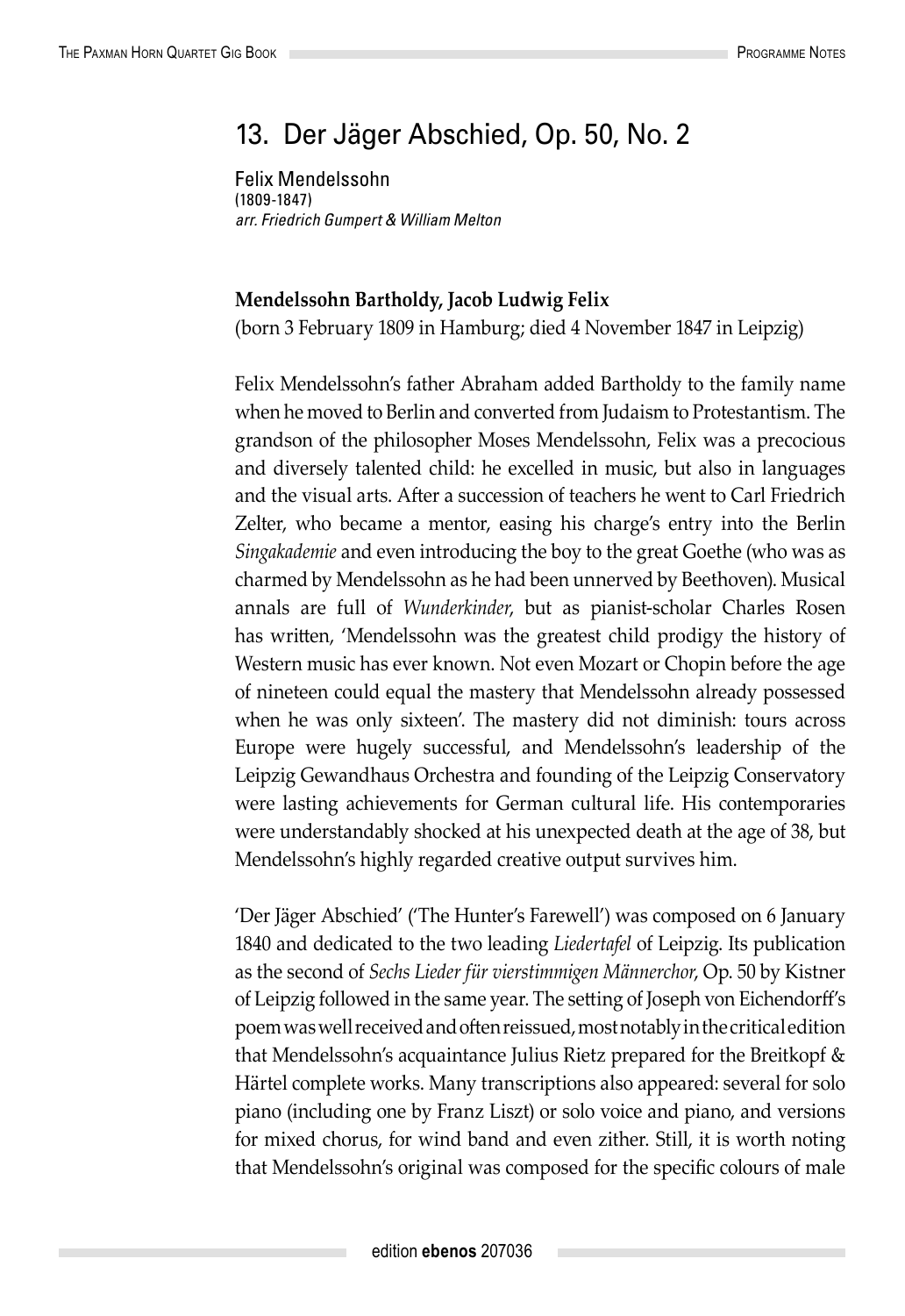# 13. Der Jäger Abschied, Op. 50, No. 2

Felix Mendelssohn
(1809-1847)
*arr. Friedrich Gumpert & William Melton*

**Mendelssohn Bartholdy, Jacob Ludwig Felix**
(born 3 February 1809 in Hamburg; died 4 November 1847 in Leipzig)

Felix Mendelssohn's father Abraham added Bartholdy to the family name when he moved to Berlin and converted from Judaism to Protestantism. The grandson of the philosopher Moses Mendelssohn, Felix was a precocious and diversely talented child: he excelled in music, but also in languages and the visual arts. After a succession of teachers he went to Carl Friedrich Zelter, who became a mentor, easing his charge's entry into the Berlin *Singakademie* and even introducing the boy to the great Goethe (who was as charmed by Mendelssohn as he had been unnerved by Beethoven). Musical annals are full of *Wunderkinder*, but as pianist-scholar Charles Rosen has written, 'Mendelssohn was the greatest child prodigy the history of Western music has ever known. Not even Mozart or Chopin before the age of nineteen could equal the mastery that Mendelssohn already possessed when he was only sixteen'. The mastery did not diminish: tours across Europe were hugely successful, and Mendelssohn's leadership of the Leipzig Gewandhaus Orchestra and founding of the Leipzig Conservatory were lasting achievements for German cultural life. His contemporaries were understandably shocked at his unexpected death at the age of 38, but Mendelssohn's highly regarded creative output survives him.

'Der Jäger Abschied' ('The Hunter's Farewell') was composed on 6 January 1840 and dedicated to the two leading *Liedertafel* of Leipzig. Its publication as the second of *Sechs Lieder für vierstimmigen Männerchor*, Op. 50 by Kistner of Leipzig followed in the same year. The setting of Joseph von Eichendorff's poem was well received and often reissued, most notably in the critical edition that Mendelssohn's acquaintance Julius Rietz prepared for the Breitkopf & Härtel complete works. Many transcriptions also appeared: several for solo piano (including one by Franz Liszt) or solo voice and piano, and versions for mixed chorus, for wind band and even zither. Still, it is worth noting that Mendelssohn's original was composed for the specific colours of male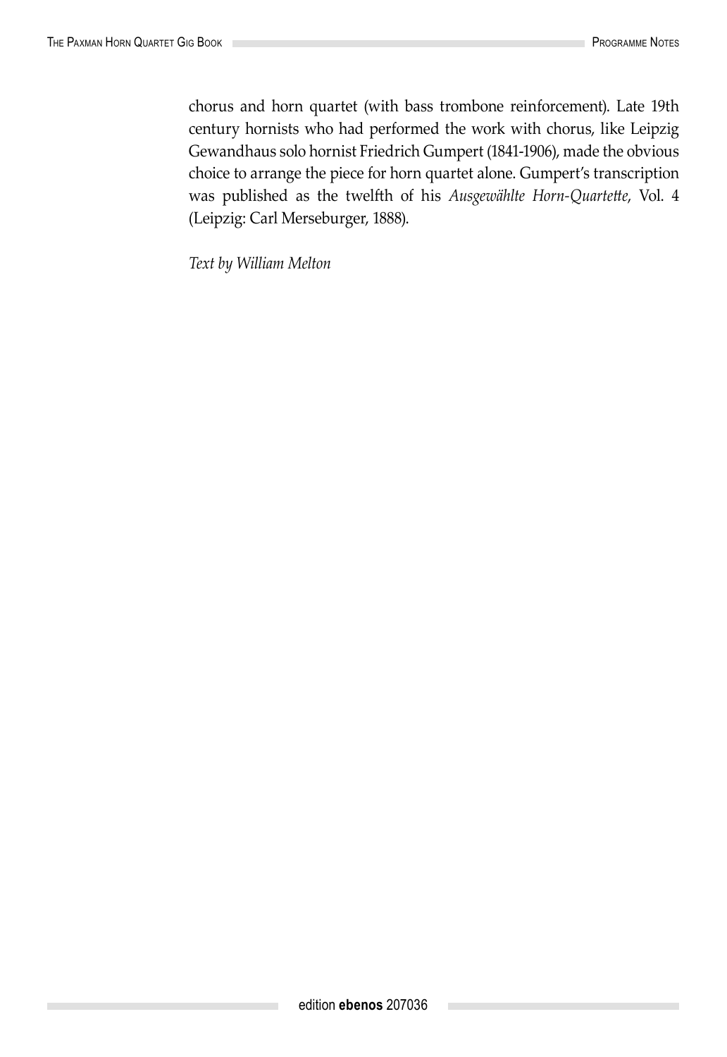chorus and horn quartet (with bass trombone reinforcement). Late 19th century hornists who had performed the work with chorus, like Leipzig Gewandhaus solo hornist Friedrich Gumpert (1841-1906), made the obvious choice to arrange the piece for horn quartet alone. Gumpert's transcription was published as the twelfth of his *Ausgewählte Horn-Quartette*, Vol. 4 (Leipzig: Carl Merseburger, 1888).

*Text by William Melton*